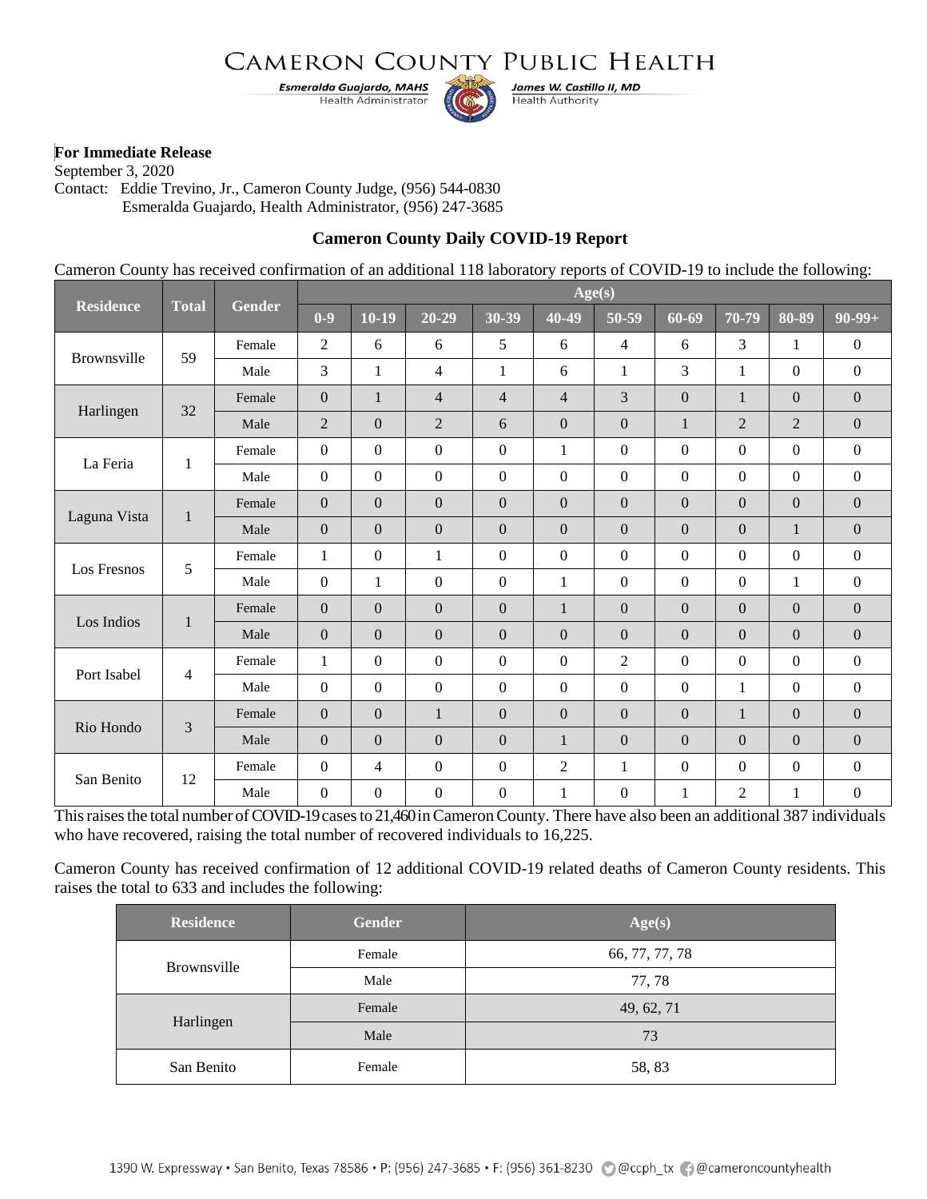# CAMERON COUNTY PUBLIC HEALTH

*Esmeralda Guajardo, MAHS*
Health Administrator

*James W. Castillo II, MD*
Health Authority

**For Immediate Release**
September 3, 2020
Contact: Eddie Trevino, Jr., Cameron County Judge, (956) 544-0830
Esmeralda Guajardo, Health Administrator, (956) 247-3685

**Cameron County Daily COVID-19 Report**

Cameron County has received confirmation of an additional 118 laboratory reports of COVID-19 to include the following:

| Residence | Total | Gender | Age(s) | | | | | | | | | |
|---|---|---|---|---|---|---|---|---|---|---|---|---|
| | | | 0-9 | 10-19 | 20-29 | 30-39 | 40-49 | 50-59 | 60-69 | 70-79 | 80-89 | 90-99+ |
| Brownsville | 59 | Female | 2 | 6 | 6 | 5 | 6 | 4 | 6 | 3 | 1 | 0 |
| | | Male | 3 | 1 | 4 | 1 | 6 | 1 | 3 | 1 | 0 | 0 |
| Harlingen | 32 | Female | 0 | 1 | 4 | 4 | 4 | 3 | 0 | 1 | 0 | 0 |
| | | Male | 2 | 0 | 2 | 6 | 0 | 0 | 1 | 2 | 2 | 0 |
| La Feria | 1 | Female | 0 | 0 | 0 | 0 | 1 | 0 | 0 | 0 | 0 | 0 |
| | | Male | 0 | 0 | 0 | 0 | 0 | 0 | 0 | 0 | 0 | 0 |
| Laguna Vista | 1 | Female | 0 | 0 | 0 | 0 | 0 | 0 | 0 | 0 | 0 | 0 |
| | | Male | 0 | 0 | 0 | 0 | 0 | 0 | 0 | 0 | 1 | 0 |
| Los Fresnos | 5 | Female | 1 | 0 | 1 | 0 | 0 | 0 | 0 | 0 | 0 | 0 |
| | | Male | 0 | 1 | 0 | 0 | 1 | 0 | 0 | 0 | 1 | 0 |
| Los Indios | 1 | Female | 0 | 0 | 0 | 0 | 1 | 0 | 0 | 0 | 0 | 0 |
| | | Male | 0 | 0 | 0 | 0 | 0 | 0 | 0 | 0 | 0 | 0 |
| Port Isabel | 4 | Female | 1 | 0 | 0 | 0 | 0 | 2 | 0 | 0 | 0 | 0 |
| | | Male | 0 | 0 | 0 | 0 | 0 | 0 | 0 | 1 | 0 | 0 |
| Rio Hondo | 3 | Female | 0 | 0 | 1 | 0 | 0 | 0 | 0 | 1 | 0 | 0 |
| | | Male | 0 | 0 | 0 | 0 | 1 | 0 | 0 | 0 | 0 | 0 |
| San Benito | 12 | Female | 0 | 4 | 0 | 0 | 2 | 1 | 0 | 0 | 0 | 0 |
| | | Male | 0 | 0 | 0 | 0 | 1 | 0 | 1 | 2 | 1 | 0 |

This raises the total number of COVID-19 cases to 21,460 in Cameron County. There have also been an additional 387 individuals who have recovered, raising the total number of recovered individuals to 16,225.

Cameron County has received confirmation of 12 additional COVID-19 related deaths of Cameron County residents. This raises the total to 633 and includes the following:

| Residence | Gender | Age(s) |
|---|---|---|
| Brownsville | Female | 66, 77, 77, 78 |
| | Male | 77, 78 |
| Harlingen | Female | 49, 62, 71 |
| | Male | 73 |
| San Benito | Female | 58, 83 |

1390 W. Expressway • San Benito, Texas 78586 • P: (956) 247-3685 • F: (956) 361-8230 @ccph_tx @cameroncountyhealth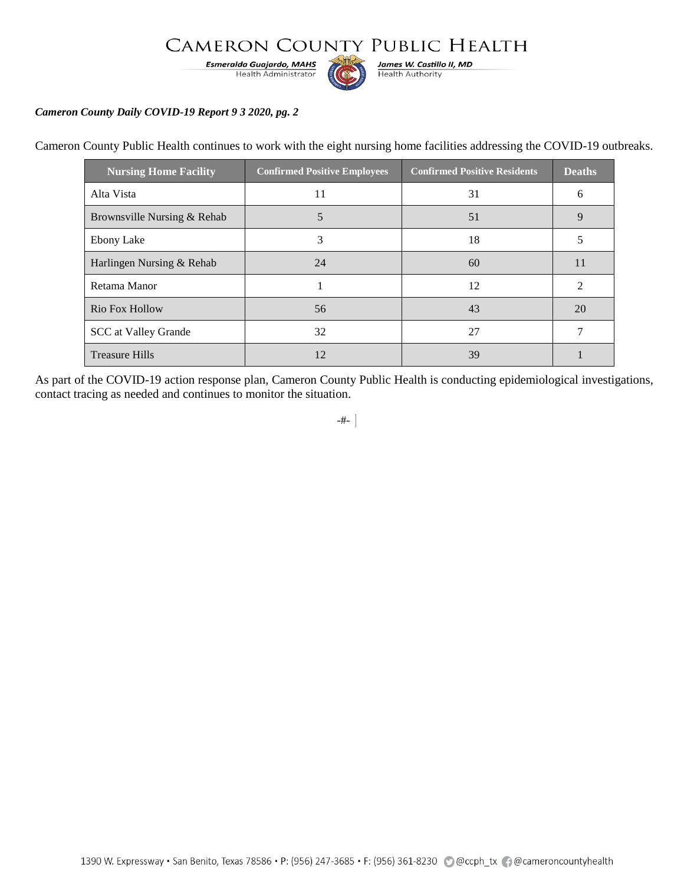*Cameron County Daily COVID-19 Report 9 3 2020, pg. 2*

Cameron County Public Health continues to work with the eight nursing home facilities addressing the COVID-19 outbreaks.

| Nursing Home Facility | Confirmed Positive Employees | Confirmed Positive Residents | Deaths |
|---|---|---|---|
| Alta Vista | 11 | 31 | 6 |
| Brownsville Nursing & Rehab | 5 | 51 | 9 |
| Ebony Lake | 3 | 18 | 5 |
| Harlingen Nursing & Rehab | 24 | 60 | 11 |
| Retama Manor | 1 | 12 | 2 |
| Rio Fox Hollow | 56 | 43 | 20 |
| SCC at Valley Grande | 32 | 27 | 7 |
| Treasure Hills | 12 | 39 | 1 |

As part of the COVID-19 action response plan, Cameron County Public Health is conducting epidemiological investigations, contact tracing as needed and continues to monitor the situation.

-#-